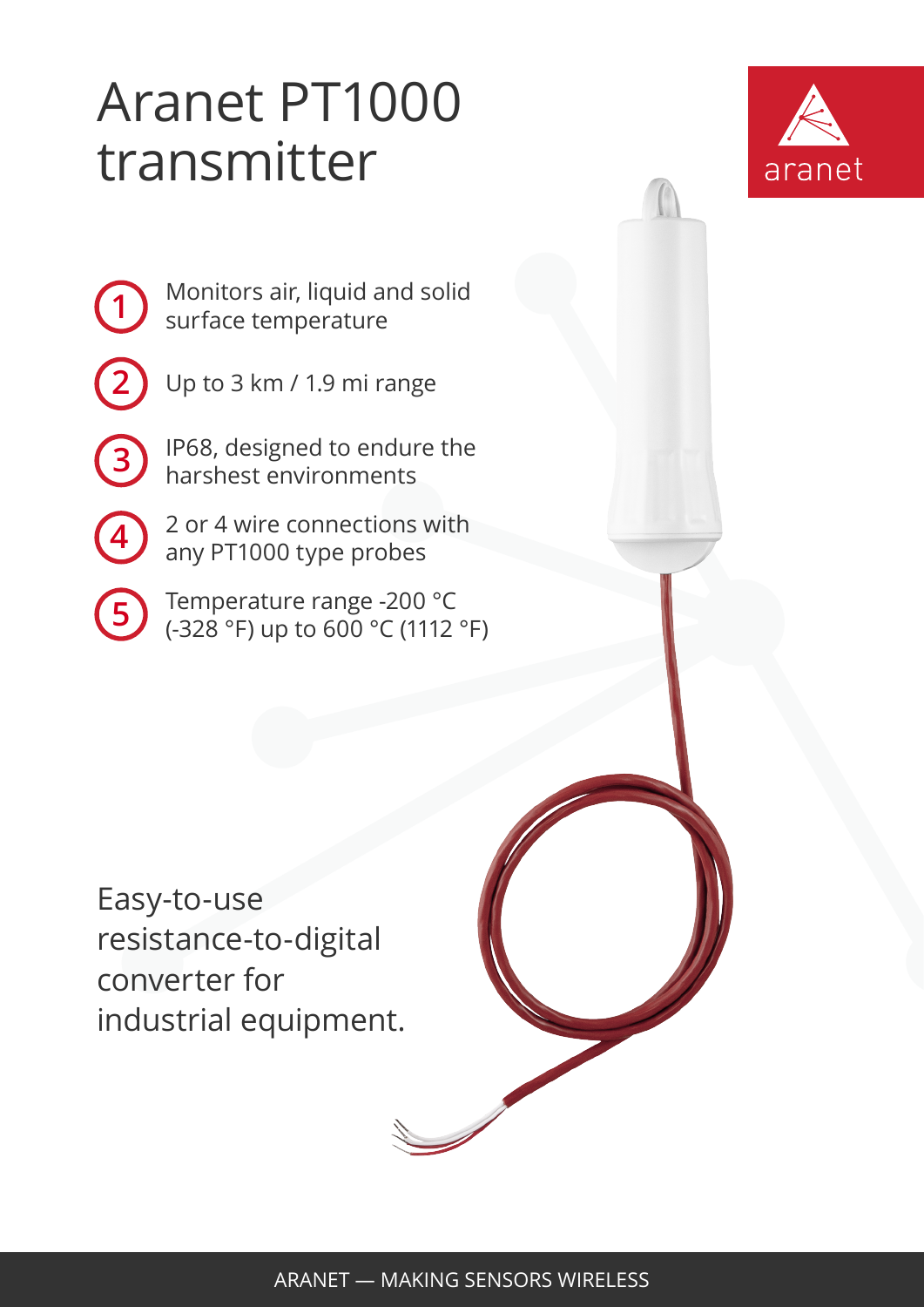# Aranet PT1000 transmitter

aranet

1. Monitors air, liquid and solid surface temperature
2. Up to 3 km / 1.9 mi range
3. IP68, designed to endure the harshest environments
4. 2 or 4 wire connections with any PT1000 type probes
5. Temperature range -200 °C (-328 °F) up to 600 °C (1112 °F)

Easy-to-use resistance-to-digital converter for industrial equipment.

ARANET — MAKING SENSORS WIRELESS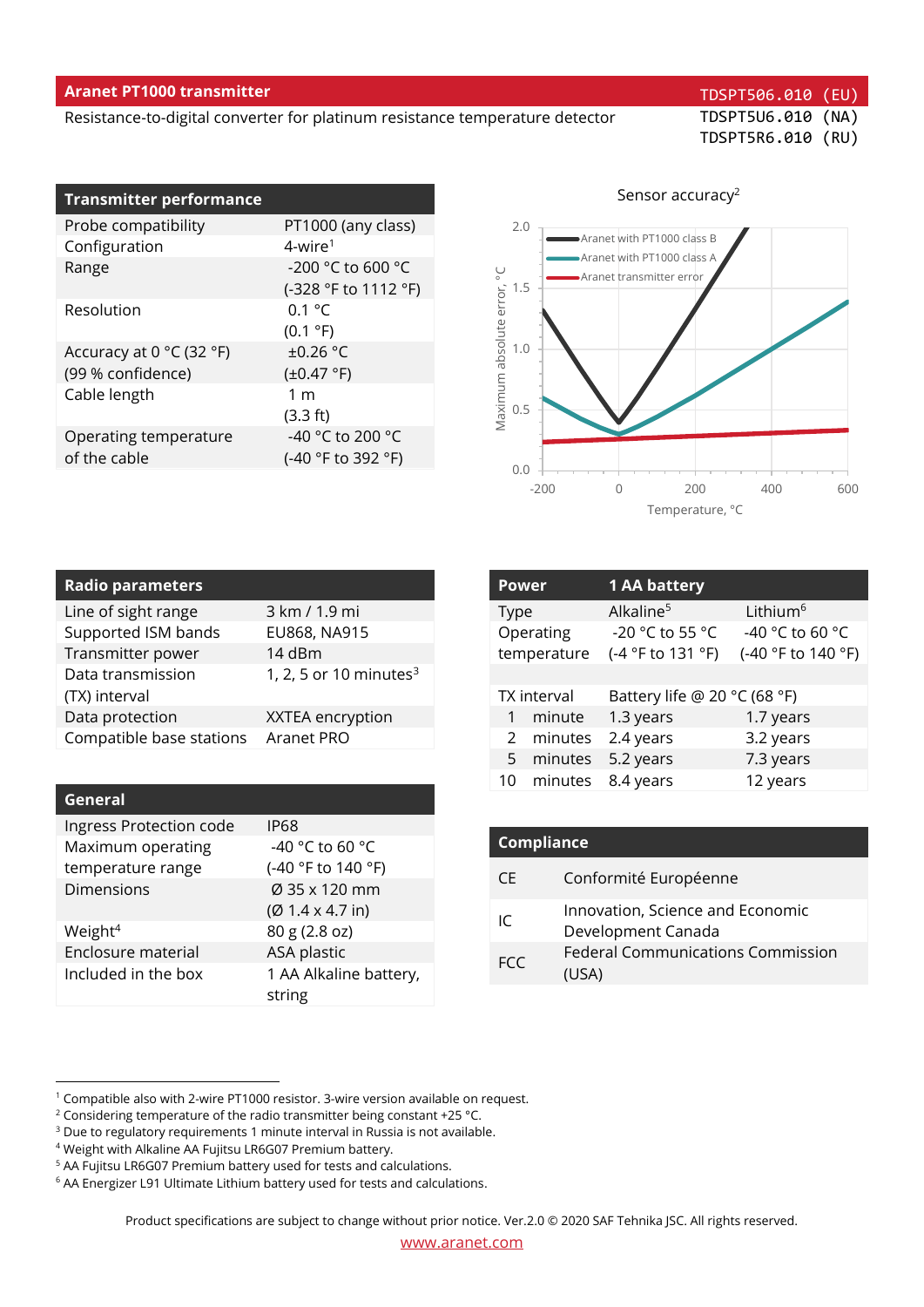## Aranet PT1000 transmitter

Resistance-to-digital converter for platinum resistance temperature detector

TDSPT506.010 (EU)
TDSPT5U6.010 (NA)
TDSPT5R6.010 (RU)

| Transmitter performance | |
|---|---|
| Probe compatibility | PT1000 (any class) |
| Configuration | 4-wire[1] |
| Range | -200 °C to 600 °C (-328 °F to 1112 °F) |
| Resolution | 0.1 °C (0.1 °F) |
| Accuracy at 0 °C (32 °F) (99 % confidence) | ±0.26 °C (±0.47 °F) |
| Cable length | 1 m (3.3 ft) |
| Operating temperature of the cable | -40 °C to 200 °C (-40 °F to 392 °F) |

Sensor accuracy[2]

Aranet with PT1000 class B
Aranet with PT1000 class A
Aranet transmitter error

Maximum absolute error, °C
2.0
1.5
1.0
0.5
0.0
-200
0
200
400
600
Temperature, °C

| Radio parameters | |
|---|---|
| Line of sight range | 3 km / 1.9 mi |
| Supported ISM bands | EU868, NA915 |
| Transmitter power | 14 dBm |
| Data transmission (TX) interval | 1, 2, 5 or 10 minutes[3] |
| Data protection | XXTEA encryption |
| Compatible base stations | Aranet PRO |

| Power | 1 AA battery | |
|---|---|---|
| Type | Alkaline[5] | Lithium[6] |
| Operating temperature | -20 °C to 55 °C (-4 °F to 131 °F) | -40 °C to 60 °C (-40 °F to 140 °F) |
| TX interval | Battery life @ 20 °C (68 °F) | |
| 1 minute | 1.3 years | 1.7 years |
| 2 minutes | 2.4 years | 3.2 years |
| 5 minutes | 5.2 years | 7.3 years |
| 10 minutes | 8.4 years | 12 years |

| General | |
|---|---|
| Ingress Protection code | IP68 |
| Maximum operating temperature range | -40 °C to 60 °C (-40 °F to 140 °F) |
| Dimensions | Ø 35 x 120 mm (Ø 1.4 x 4.7 in) |
| Weight[4] | 80 g (2.8 oz) |
| Enclosure material | ASA plastic |
| Included in the box | 1 AA Alkaline battery, string |

| Compliance | |
|---|---|
| CE | Conformité Européenne |
| IC | Innovation, Science and Economic Development Canada |
| FCC | Federal Communications Commission (USA) |

[1] Compatible also with 2-wire PT1000 resistor. 3-wire version available on request.
[2] Considering temperature of the radio transmitter being constant +25 °C.
[3] Due to regulatory requirements 1 minute interval in Russia is not available.
[4] Weight with Alkaline AA Fujitsu LR6G07 Premium battery.
[5] AA Fujitsu LR6G07 Premium battery used for tests and calculations.
[6] AA Energizer L91 Ultimate Lithium battery used for tests and calculations.

Product specifications are subject to change without prior notice. Ver.2.0 © 2020 SAF Tehnika JSC. All rights reserved.
www.aranet.com